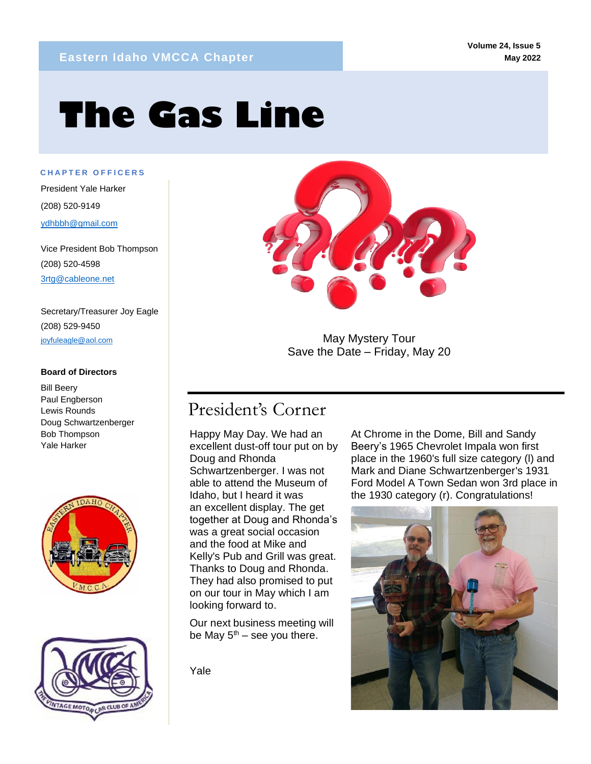**Eastern Idaho VMCCA Chapter**

# The Gas Line

**CHAPTER OFFICERS**

President Yale Harker

(208) 520-9149

ydhbbh@gmail.com

Vice President Bob Thompson

(208) 520-4598

3rtg@cableone.net

Secretary/Treasurer Joy Eagle

(208) 529-9450

joyfuleagle@aol.com

**Board of Directors**

Bill Beery
Paul Engberson
Lewis Rounds
Doug Schwartzenberger
Bob Thompson
Yale Harker

May Mystery Tour
Save the Date – Friday, May 20

## President's Corner

Happy May Day. We had an excellent dust-off tour put on by Doug and Rhonda Schwartzenberger. I was not able to attend the Museum of Idaho, but I heard it was an excellent display. The get together at Doug and Rhonda's was a great social occasion and the food at Mike and Kelly's Pub and Grill was great. Thanks to Doug and Rhonda. They had also promised to put on our tour in May which I am looking forward to.

Our next business meeting will be May 5th – see you there.

Yale

At Chrome in the Dome, Bill and Sandy Beery's 1965 Chevrolet Impala won first place in the 1960's full size category (l) and Mark and Diane Schwartzenberger's 1931 Ford Model A Town Sedan won 3rd place in the 1930 category (r). Congratulations!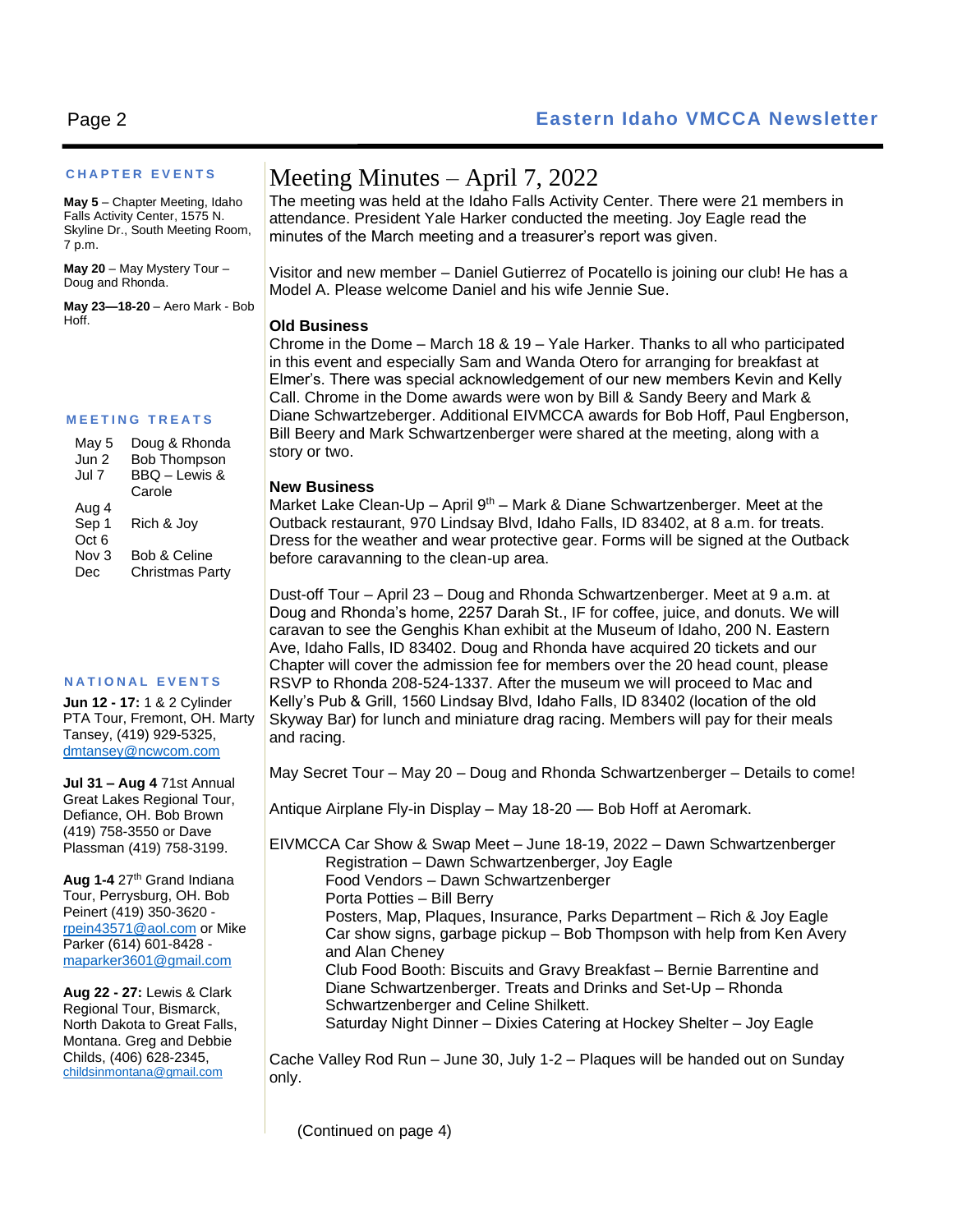## CHAPTER EVENTS

**May 5** – Chapter Meeting, Idaho Falls Activity Center, 1575 N. Skyline Dr., South Meeting Room, 7 p.m.

**May 20** – May Mystery Tour – Doug and Rhonda.

**May 23—18-20** – Aero Mark - Bob Hoff.

## MEETING TREATS

| | |
|---|---|
| May 5 | Doug & Rhonda |
| Jun 2 | Bob Thompson |
| Jul 7 | BBQ – Lewis & Carole |
| Aug 4 | |
| Sep 1 | Rich & Joy |
| Oct 6 | |
| Nov 3 | Bob & Celine |
| Dec | Christmas Party |

## NATIONAL EVENTS

**Jun 12 - 17:** 1 & 2 Cylinder PTA Tour, Fremont, OH. Marty Tansey, (419) 929-5325, dmtansey@ncwcom.com

**Jul 31 – Aug 4** 71st Annual Great Lakes Regional Tour, Defiance, OH. Bob Brown (419) 758-3550 or Dave Plassman (419) 758-3199.

**Aug 1-4** 27th Grand Indiana Tour, Perrysburg, OH. Bob Peinert (419) 350-3620 - rpein43571@aol.com or Mike Parker (614) 601-8428 - maparker3601@gmail.com

**Aug 22 - 27:** Lewis & Clark Regional Tour, Bismarck, North Dakota to Great Falls, Montana. Greg and Debbie Childs, (406) 628-2345, childsinmontana@gmail.com

# Meeting Minutes – April 7, 2022

The meeting was held at the Idaho Falls Activity Center. There were 21 members in attendance. President Yale Harker conducted the meeting. Joy Eagle read the minutes of the March meeting and a treasurer's report was given.

Visitor and new member – Daniel Gutierrez of Pocatello is joining our club! He has a Model A. Please welcome Daniel and his wife Jennie Sue.

**Old Business**

Chrome in the Dome – March 18 & 19 – Yale Harker. Thanks to all who participated in this event and especially Sam and Wanda Otero for arranging for breakfast at Elmer's. There was special acknowledgement of our new members Kevin and Kelly Call. Chrome in the Dome awards were won by Bill & Sandy Beery and Mark & Diane Schwartzeberger. Additional EIVMCCA awards for Bob Hoff, Paul Engberson, Bill Beery and Mark Schwartzenberger were shared at the meeting, along with a story or two.

**New Business**

Market Lake Clean-Up – April 9th – Mark & Diane Schwartzenberger. Meet at the Outback restaurant, 970 Lindsay Blvd, Idaho Falls, ID 83402, at 8 a.m. for treats. Dress for the weather and wear protective gear. Forms will be signed at the Outback before caravanning to the clean-up area.

Dust-off Tour – April 23 – Doug and Rhonda Schwartzenberger. Meet at 9 a.m. at Doug and Rhonda's home, 2257 Darah St., IF for coffee, juice, and donuts. We will caravan to see the Genghis Khan exhibit at the Museum of Idaho, 200 N. Eastern Ave, Idaho Falls, ID 83402. Doug and Rhonda have acquired 20 tickets and our Chapter will cover the admission fee for members over the 20 head count, please RSVP to Rhonda 208-524-1337. After the museum we will proceed to Mac and Kelly's Pub & Grill, 1560 Lindsay Blvd, Idaho Falls, ID 83402 (location of the old Skyway Bar) for lunch and miniature drag racing. Members will pay for their meals and racing.

May Secret Tour – May 20 – Doug and Rhonda Schwartzenberger – Details to come!

Antique Airplane Fly-in Display – May 18-20 — Bob Hoff at Aeromark.

EIVMCCA Car Show & Swap Meet – June 18-19, 2022 – Dawn Schwartzenberger

- Registration – Dawn Schwartzenberger, Joy Eagle
- Food Vendors – Dawn Schwartzenberger
- Porta Potties – Bill Berry
- Posters, Map, Plaques, Insurance, Parks Department – Rich & Joy Eagle
- Car show signs, garbage pickup – Bob Thompson with help from Ken Avery and Alan Cheney
- Club Food Booth: Biscuits and Gravy Breakfast – Bernie Barrentine and Diane Schwartzenberger. Treats and Drinks and Set-Up – Rhonda Schwartzenberger and Celine Shilkett.
- Saturday Night Dinner – Dixies Catering at Hockey Shelter – Joy Eagle

Cache Valley Rod Run – June 30, July 1-2 – Plaques will be handed out on Sunday only.

(Continued on page 4)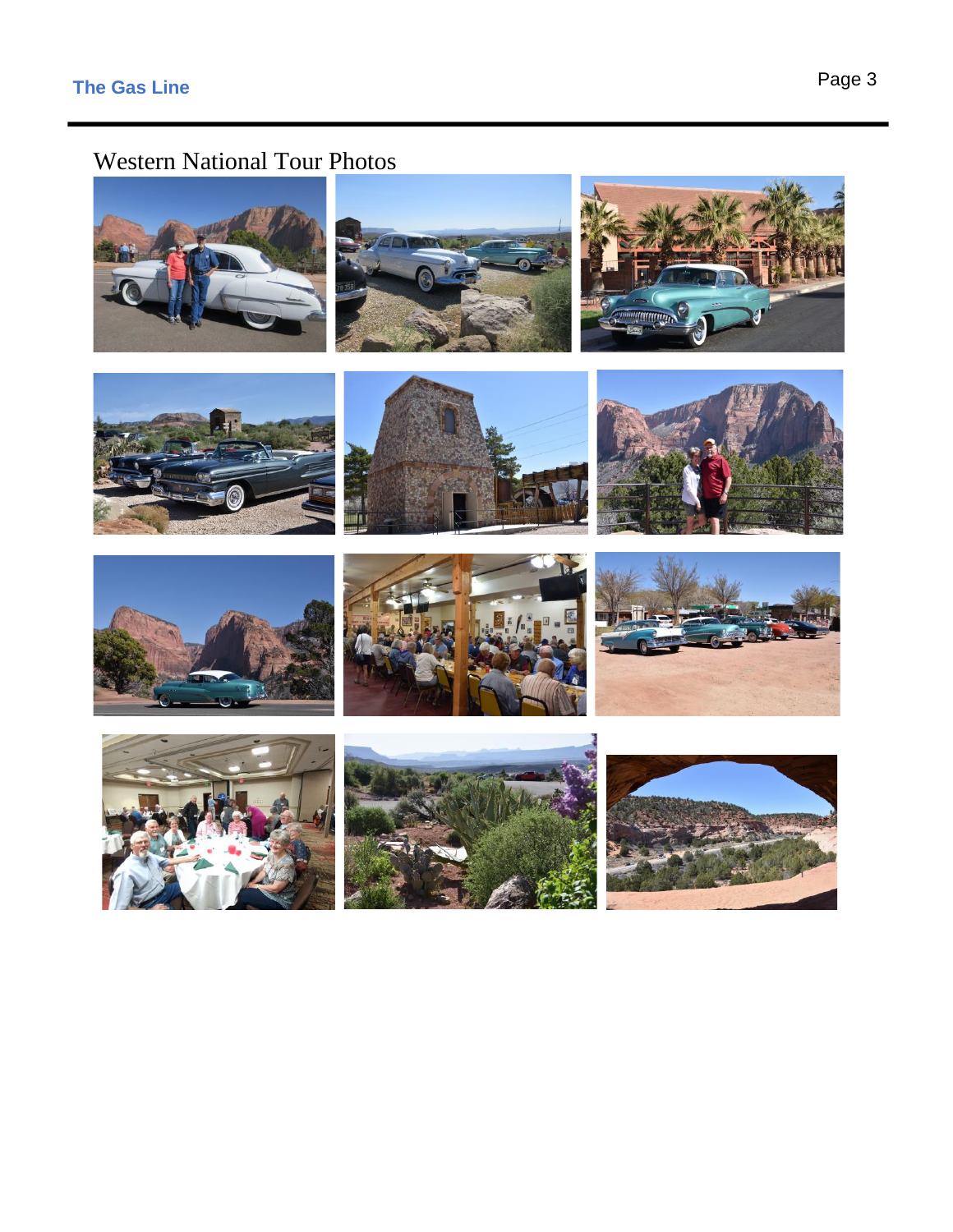# Western National Tour Photos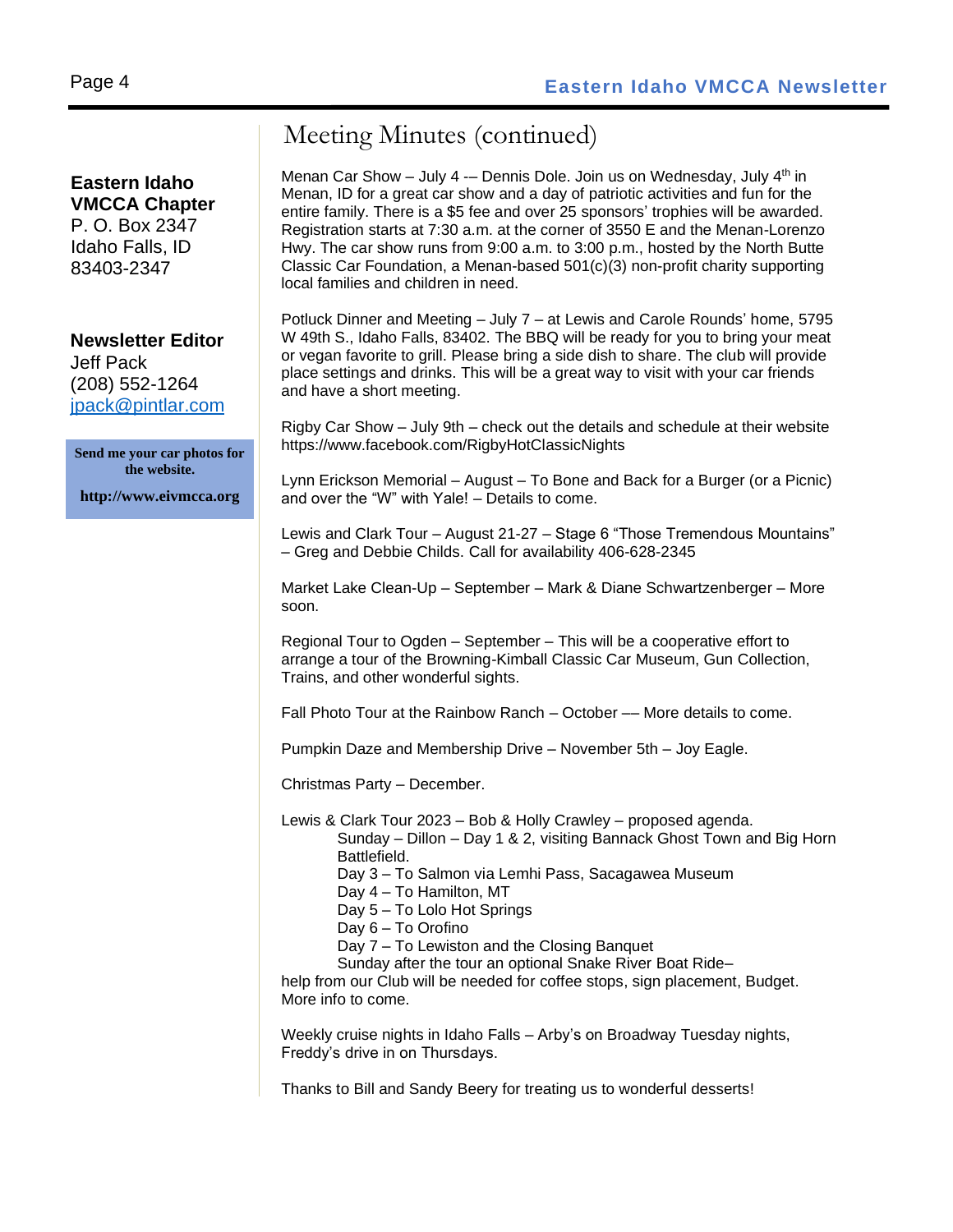**Eastern Idaho VMCCA Chapter**
P. O. Box 2347
Idaho Falls, ID
83403-2347

**Newsletter Editor**
Jeff Pack
(208) 552-1264
jpack@pintlar.com

**Send me your car photos for the website.**

**http://www.eivmcca.org**

# Meeting Minutes (continued)

Menan Car Show – July 4 -– Dennis Dole. Join us on Wednesday, July 4th in Menan, ID for a great car show and a day of patriotic activities and fun for the entire family. There is a $5 fee and over 25 sponsors' trophies will be awarded. Registration starts at 7:30 a.m. at the corner of 3550 E and the Menan-Lorenzo Hwy. The car show runs from 9:00 a.m. to 3:00 p.m., hosted by the North Butte Classic Car Foundation, a Menan-based 501(c)(3) non-profit charity supporting local families and children in need.

Potluck Dinner and Meeting – July 7 – at Lewis and Carole Rounds' home, 5795 W 49th S., Idaho Falls, 83402. The BBQ will be ready for you to bring your meat or vegan favorite to grill. Please bring a side dish to share. The club will provide place settings and drinks. This will be a great way to visit with your car friends and have a short meeting.

Rigby Car Show – July 9th – check out the details and schedule at their website https://www.facebook.com/RigbyHotClassicNights

Lynn Erickson Memorial – August – To Bone and Back for a Burger (or a Picnic) and over the "W" with Yale! – Details to come.

Lewis and Clark Tour – August 21-27 – Stage 6 "Those Tremendous Mountains" – Greg and Debbie Childs. Call for availability 406-628-2345

Market Lake Clean-Up – September – Mark & Diane Schwartzenberger – More soon.

Regional Tour to Ogden – September – This will be a cooperative effort to arrange a tour of the Browning-Kimball Classic Car Museum, Gun Collection, Trains, and other wonderful sights.

Fall Photo Tour at the Rainbow Ranch – October –– More details to come.

Pumpkin Daze and Membership Drive – November 5th – Joy Eagle.

Christmas Party – December.

Lewis & Clark Tour 2023 – Bob & Holly Crawley – proposed agenda.

- Sunday – Dillon – Day 1 & 2, visiting Bannack Ghost Town and Big Horn Battlefield.
- Day 3 – To Salmon via Lemhi Pass, Sacagawea Museum
- Day 4 – To Hamilton, MT
- Day 5 – To Lolo Hot Springs
- Day 6 – To Orofino
- Day 7 – To Lewiston and the Closing Banquet
- Sunday after the tour an optional Snake River Boat Ride–

help from our Club will be needed for coffee stops, sign placement, Budget. More info to come.

Weekly cruise nights in Idaho Falls – Arby's on Broadway Tuesday nights, Freddy's drive in on Thursdays.

Thanks to Bill and Sandy Beery for treating us to wonderful desserts!